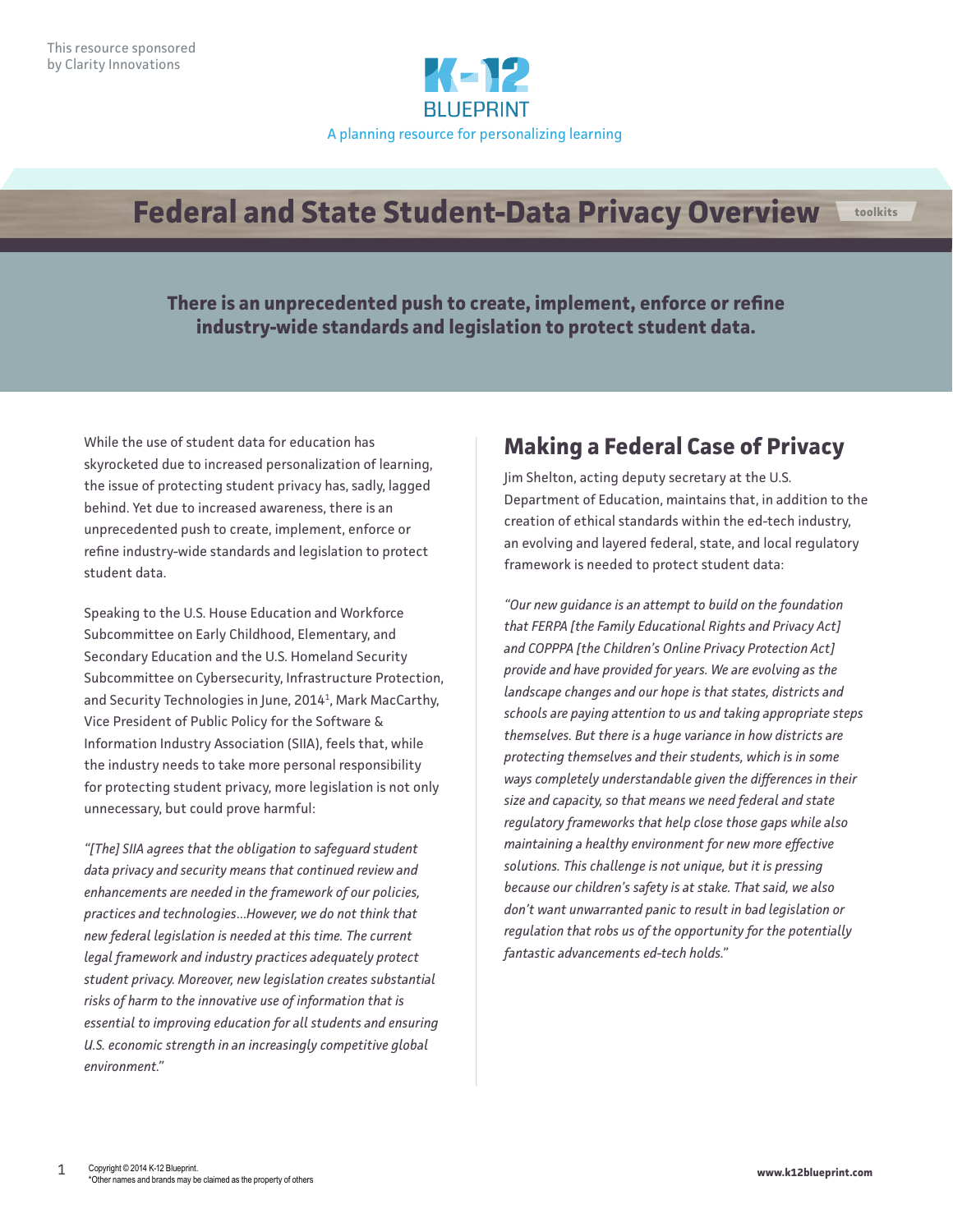This resource sponsored by Clarity Innovations

K-12 BLUEPRINT

A planning resource for personalizing learning

# Federal and State Student-Data Privacy Overview

toolkits

**There is an unprecedented push to create, implement, enforce or refine industry-wide standards and legislation to protect student data.**

While the use of student data for education has skyrocketed due to increased personalization of learning, the issue of protecting student privacy has, sadly, lagged behind. Yet due to increased awareness, there is an unprecedented push to create, implement, enforce or refine industry-wide standards and legislation to protect student data.

Speaking to the U.S. House Education and Workforce Subcommittee on Early Childhood, Elementary, and Secondary Education and the U.S. Homeland Security Subcommittee on Cybersecurity, Infrastructure Protection, and Security Technologies in June, 2014[1], Mark MacCarthy, Vice President of Public Policy for the Software & Information Industry Association (SIIA), feels that, while the industry needs to take more personal responsibility for protecting student privacy, more legislation is not only unnecessary, but could prove harmful:

*"[The] SIIA agrees that the obligation to safeguard student data privacy and security means that continued review and enhancements are needed in the framework of our policies, practices and technologies…However, we do not think that new federal legislation is needed at this time. The current legal framework and industry practices adequately protect student privacy. Moreover, new legislation creates substantial risks of harm to the innovative use of information that is essential to improving education for all students and ensuring U.S. economic strength in an increasingly competitive global environment."*

## Making a Federal Case of Privacy

Jim Shelton, acting deputy secretary at the U.S. Department of Education, maintains that, in addition to the creation of ethical standards within the ed-tech industry, an evolving and layered federal, state, and local regulatory framework is needed to protect student data:

*"Our new guidance is an attempt to build on the foundation that FERPA [the Family Educational Rights and Privacy Act] and COPPPA [the Children's Online Privacy Protection Act] provide and have provided for years. We are evolving as the landscape changes and our hope is that states, districts and schools are paying attention to us and taking appropriate steps themselves. But there is a huge variance in how districts are protecting themselves and their students, which is in some ways completely understandable given the differences in their size and capacity, so that means we need federal and state regulatory frameworks that help close those gaps while also maintaining a healthy environment for new more effective solutions. This challenge is not unique, but it is pressing because our children's safety is at stake. That said, we also don't want unwarranted panic to result in bad legislation or regulation that robs us of the opportunity for the potentially fantastic advancements ed-tech holds."*

Copyright © 2014 K-12 Blueprint.
*Other names and brands may be claimed as the property of others

www.k12blueprint.com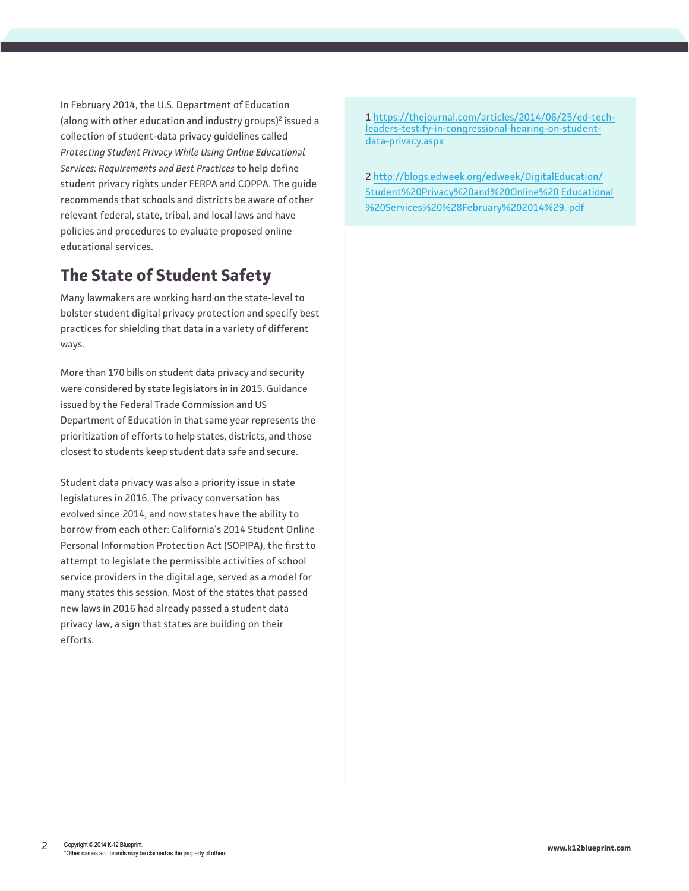In February 2014, the U.S. Department of Education (along with other education and industry groups)[2] issued a collection of student-data privacy guidelines called *Protecting Student Privacy While Using Online Educational Services: Requirements and Best Practices* to help define student privacy rights under FERPA and COPPA. The guide recommends that schools and districts be aware of other relevant federal, state, tribal, and local laws and have policies and procedures to evaluate proposed online educational services.

## The State of Student Safety

Many lawmakers are working hard on the state-level to bolster student digital privacy protection and specify best practices for shielding that data in a variety of different ways.

More than 170 bills on student data privacy and security were considered by state legislators in in 2015. Guidance issued by the Federal Trade Commission and US Department of Education in that same year represents the prioritization of efforts to help states, districts, and those closest to students keep student data safe and secure.

Student data privacy was also a priority issue in state legislatures in 2016. The privacy conversation has evolved since 2014, and now states have the ability to borrow from each other: California's 2014 Student Online Personal Information Protection Act (SOPIPA), the first to attempt to legislate the permissible activities of school service providers in the digital age, served as a model for many states this session. Most of the states that passed new laws in 2016 had already passed a student data privacy law, a sign that states are building on their efforts.

1 https://thejournal.com/articles/2014/06/25/ed-tech-leaders-testify-in-congressional-hearing-on-student-data-privacy.aspx

2 http://blogs.edweek.org/edweek/DigitalEducation/Student%20Privacy%20and%20Online%20 Educational %20Services%20%28February%202014%29. pdf

Copyright © 2014 K-12 Blueprint.
*Other names and brands may be claimed as the property of others

www.k12blueprint.com